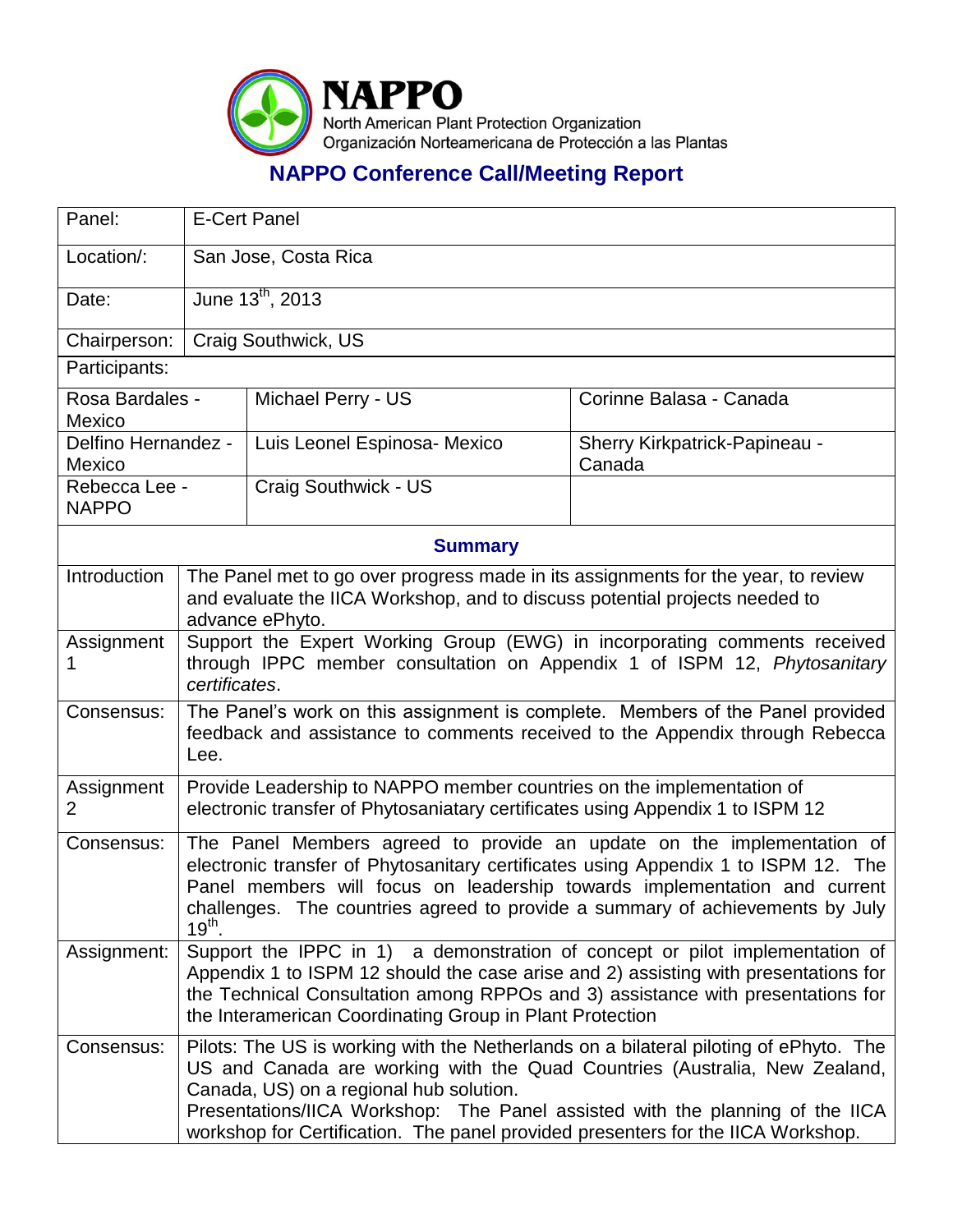# NAPPO

North American Plant Protection Organization
Organización Norteamericana de Protección a las Plantas

## NAPPO Conference Call/Meeting Report

| Panel: | E-Cert Panel | |
|---|---|---|
| Location/: | San Jose, Costa Rica | |
| Date: | June 13th, 2013 | |
| Chairperson: | Craig Southwick, US | |
| Participants: | | |
| Rosa Bardales - Mexico | Michael Perry - US | Corinne Balasa - Canada |
| Delfino Hernandez - Mexico | Luis Leonel Espinosa- Mexico | Sherry Kirkpatrick-Papineau - Canada |
| Rebecca Lee - NAPPO | Craig Southwick - US | |

### Summary

| | |
|---|---|
| Introduction | The Panel met to go over progress made in its assignments for the year, to review and evaluate the IICA Workshop, and to discuss potential projects needed to advance ePhyto. |
| Assignment 1 | Support the Expert Working Group (EWG) in incorporating comments received through IPPC member consultation on Appendix 1 of ISPM 12, *Phytosanitary certificates*. |
| Consensus: | The Panel's work on this assignment is complete. Members of the Panel provided feedback and assistance to comments received to the Appendix through Rebecca Lee. |
| Assignment 2 | Provide Leadership to NAPPO member countries on the implementation of electronic transfer of Phytosaniatary certificates using Appendix 1 to ISPM 12 |
| Consensus: | The Panel Members agreed to provide an update on the implementation of electronic transfer of Phytosanitary certificates using Appendix 1 to ISPM 12. The Panel members will focus on leadership towards implementation and current challenges. The countries agreed to provide a summary of achievements by July 19th. |
| Assignment: | Support the IPPC in 1) a demonstration of concept or pilot implementation of Appendix 1 to ISPM 12 should the case arise and 2) assisting with presentations for the Technical Consultation among RPPOs and 3) assistance with presentations for the Interamerican Coordinating Group in Plant Protection |
| Consensus: | Pilots: The US is working with the Netherlands on a bilateral piloting of ePhyto. The US and Canada are working with the Quad Countries (Australia, New Zealand, Canada, US) on a regional hub solution.<br>Presentations/IICA Workshop: The Panel assisted with the planning of the IICA workshop for Certification. The panel provided presenters for the IICA Workshop. |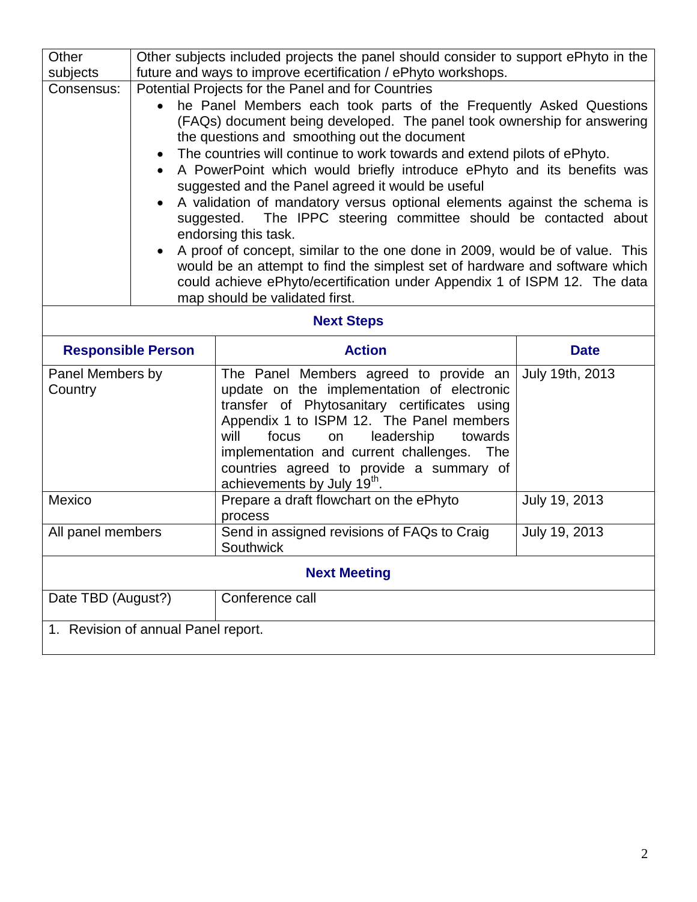| | |
|---|---|
| Other subjects | Other subjects included projects the panel should consider to support ePhyto in the future and ways to improve ecertification / ePhyto workshops. |
| Consensus: | Potential Projects for the Panel and for Countries<br>• he Panel Members each took parts of the Frequently Asked Questions (FAQs) document being developed. The panel took ownership for answering the questions and smoothing out the document<br>• The countries will continue to work towards and extend pilots of ePhyto.<br>• A PowerPoint which would briefly introduce ePhyto and its benefits was suggested and the Panel agreed it would be useful<br>• A validation of mandatory versus optional elements against the schema is suggested. The IPPC steering committee should be contacted about endorsing this task.<br>• A proof of concept, similar to the one done in 2009, would be of value. This would be an attempt to find the simplest set of hardware and software which could achieve ePhyto/ecertification under Appendix 1 of ISPM 12. The data map should be validated first. |

**Next Steps**

| Responsible Person | Action | Date |
|---|---|---|
| Panel Members by Country | The Panel Members agreed to provide an update on the implementation of electronic transfer of Phytosanitary certificates using Appendix 1 to ISPM 12. The Panel members will focus on leadership towards implementation and current challenges. The countries agreed to provide a summary of achievements by July 19th. | July 19th, 2013 |
| Mexico | Prepare a draft flowchart on the ePhyto process | July 19, 2013 |
| All panel members | Send in assigned revisions of FAQs to Craig Southwick | July 19, 2013 |

**Next Meeting**

| | |
|---|---|
| Date TBD (August?) | Conference call |
| 1. Revision of annual Panel report. | |